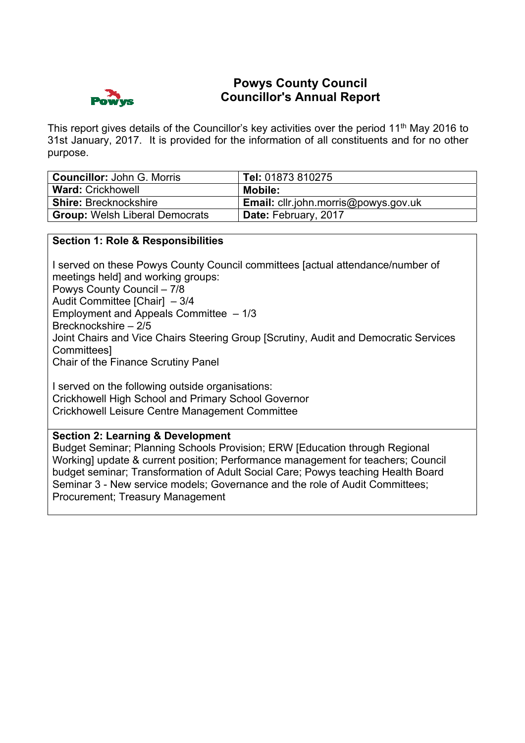# Powys County Council
## Councillor's Annual Report

This report gives details of the Councillor's key activities over the period 11th May 2016 to 31st January, 2017. It is provided for the information of all constituents and for no other purpose.

| **Councillor:** John G. Morris | **Tel:** 01873 810275 |
|---|---|
| **Ward:** Crickhowell | **Mobile:** |
| **Shire:** Brecknockshire | **Email:** cllr.john.morris@powys.gov.uk |
| **Group:** Welsh Liberal Democrats | **Date:** February, 2017 |

**Section 1: Role & Responsibilities**

I served on these Powys County Council committees [actual attendance/number of meetings held] and working groups:
Powys County Council – 7/8
Audit Committee [Chair] – 3/4
Employment and Appeals Committee – 1/3
Brecknockshire – 2/5
Joint Chairs and Vice Chairs Steering Group [Scrutiny, Audit and Democratic Services Committees]
Chair of the Finance Scrutiny Panel

I served on the following outside organisations:
Crickhowell High School and Primary School Governor
Crickhowell Leisure Centre Management Committee

**Section 2: Learning & Development**

Budget Seminar; Planning Schools Provision; ERW [Education through Regional Working] update & current position; Performance management for teachers; Council budget seminar; Transformation of Adult Social Care; Powys teaching Health Board Seminar 3 - New service models; Governance and the role of Audit Committees; Procurement; Treasury Management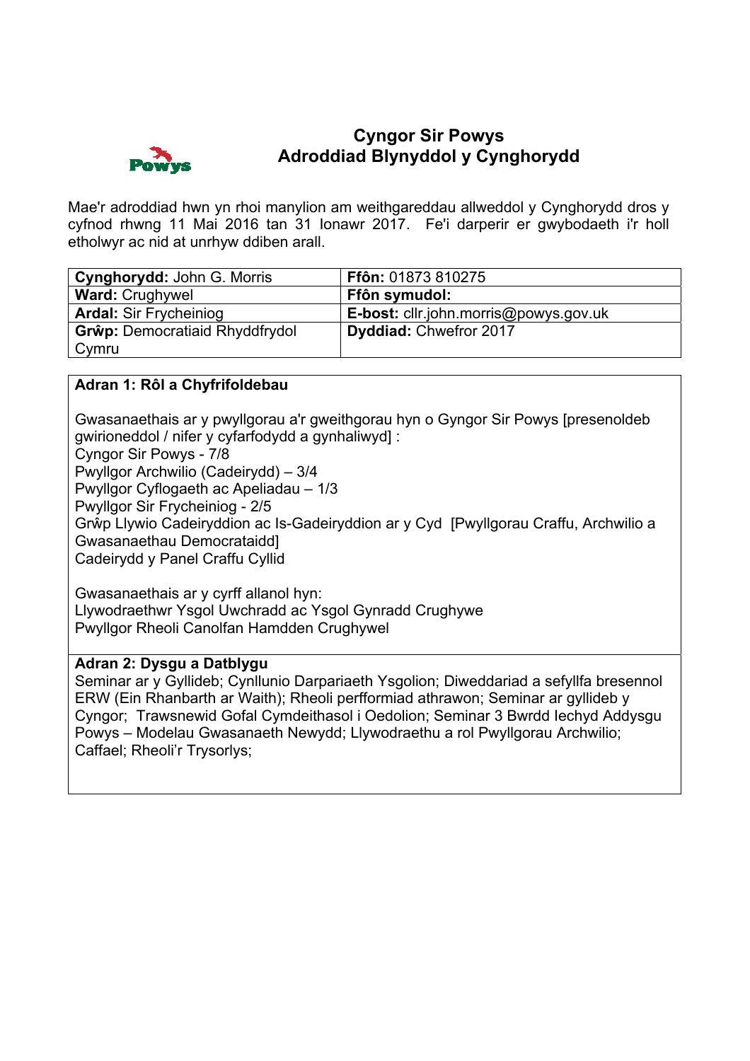# Cyngor Sir Powys
# Adroddiad Blynyddol y Cynghorydd

Mae'r adroddiad hwn yn rhoi manylion am weithgareddau allweddol y Cynghorydd dros y cyfnod rhwng 11 Mai 2016 tan 31 Ionawr 2017. Fe'i darperir er gwybodaeth i'r holl etholwyr ac nid at unrhyw ddiben arall.

| | |
|---|---|
| **Cynghorydd:** John G. Morris | **Ffôn:** 01873 810275 |
| **Ward:** Crughywel | **Ffôn symudol:** |
| **Ardal:** Sir Frycheiniog | **E-bost:** cllr.john.morris@powys.gov.uk |
| **Grŵp:** Democratiaid Rhyddfrydol Cymru | **Dyddiad:** Chwefror 2017 |

## Adran 1: Rôl a Chyfrifoldebau

Gwasanaethais ar y pwyllgorau a'r gweithgorau hyn o Gyngor Sir Powys [presenoldeb gwirioneddol / nifer y cyfarfodydd a gynhaliwyd] :
Cyngor Sir Powys - 7/8
Pwyllgor Archwilio (Cadeirydd) – 3/4
Pwyllgor Cyflogaeth ac Apeliadau – 1/3
Pwyllgor Sir Frycheiniog - 2/5
Grŵp Llywio Cadeiryddion ac Is-Gadeiryddion ar y Cyd [Pwyllgorau Craffu, Archwilio a Gwasanaethau Democrataidd]
Cadeirydd y Panel Craffu Cyllid

Gwasanaethais ar y cyrff allanol hyn:
Llywodraethwr Ysgol Uwchradd ac Ysgol Gynradd Crughywe
Pwyllgor Rheoli Canolfan Hamdden Crughywel

## Adran 2: Dysgu a Datblygu

Seminar ar y Gyllideb; Cynllunio Darpariaeth Ysgolion; Diweddariad a sefyllfa bresennol ERW (Ein Rhanbarth ar Waith); Rheoli perfformiad athrawon; Seminar ar gyllideb y Cyngor; Trawsnewid Gofal Cymdeithasol i Oedolion; Seminar 3 Bwrdd Iechyd Addysgu Powys – Modelau Gwasanaeth Newydd; Llywodraethu a rol Pwyllgorau Archwilio; Caffael; Rheoli'r Trysorlys;